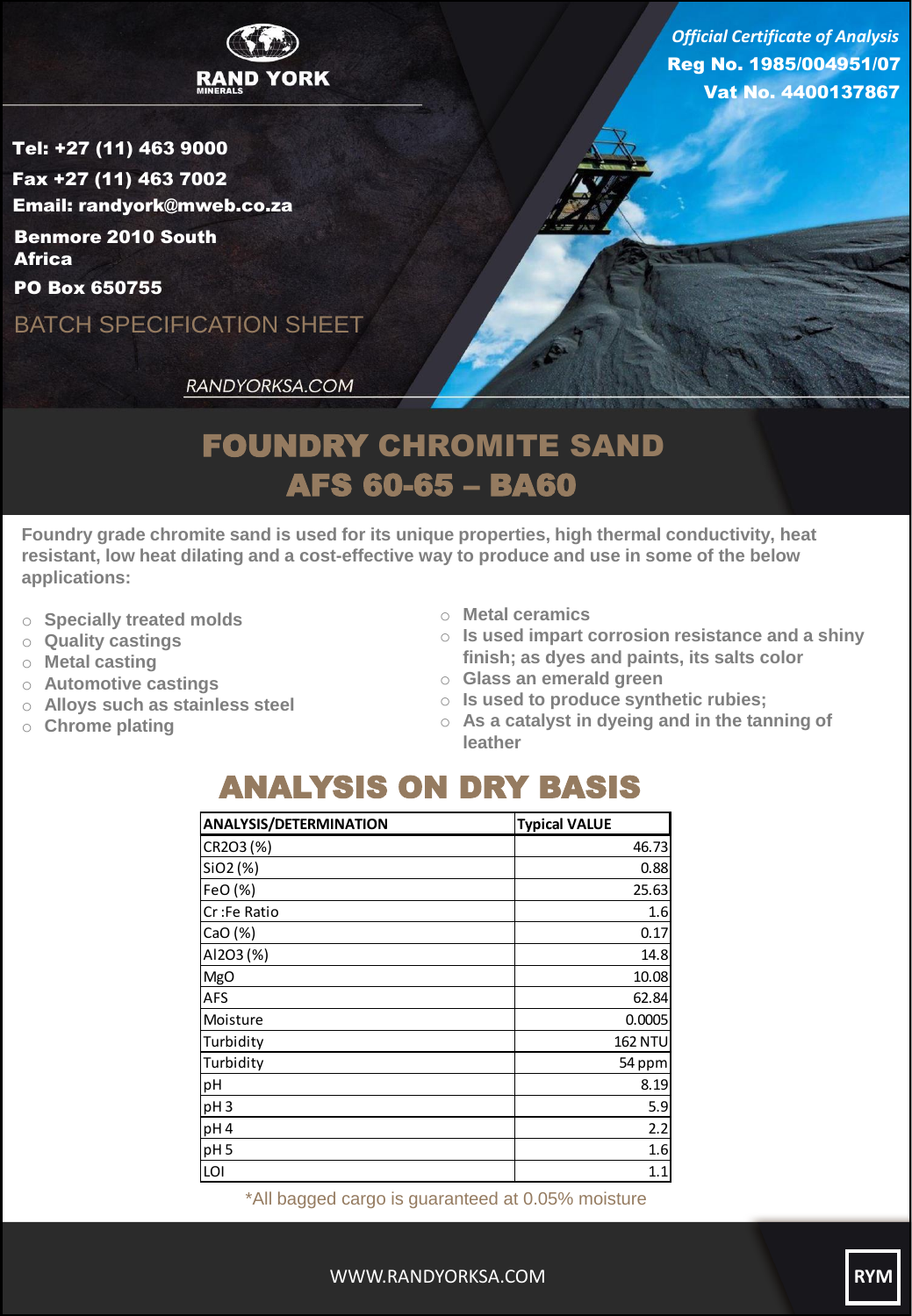RAND YORK
MINERALS

*Official Certificate of Analysis*
**Reg No. 1985/004951/07**
**Vat No. 4400137867**

**Tel: +27 (11) 463 9000**
**Fax +27 (11) 463 7002**
**Email: randyork@mweb.co.za**
**Benmore 2010 South Africa**
**PO Box 650755**

BATCH SPECIFICATION SHEET

RANDYORKSA.COM

# FOUNDRY CHROMITE SAND
# AFS 60-65 – BA60

**Foundry grade chromite sand is used for its unique properties, high thermal conductivity, heat resistant, low heat dilating and a cost-effective way to produce and use in some of the below applications:**

- Specially treated molds
- Quality castings
- Metal casting
- Automotive castings
- Alloys such as stainless steel
- Chrome plating
- Metal ceramics
- Is used impart corrosion resistance and a shiny finish; as dyes and paints, its salts color
- Glass an emerald green
- Is used to produce synthetic rubies;
- As a catalyst in dyeing and in the tanning of leather

## ANALYSIS ON DRY BASIS

| ANALYSIS/DETERMINATION | Typical VALUE |
|---|---|
| $Cr_2O_3$ (%) | 46.73 |
| $SiO_2$ (%) | 0.88 |
| FeO (%) | 25.63 |
| Cr :Fe Ratio | 1.6 |
| CaO (%) | 0.17 |
| $Al_2O_3$ (%) | 14.8 |
| MgO | 10.08 |
| AFS | 62.84 |
| Moisture | 0.0005 |
| Turbidity | 162 NTU |
| Turbidity | 54 ppm |
| pH | 8.19 |
| pH 3 | 5.9 |
| pH 4 | 2.2 |
| pH 5 | 1.6 |
| LOI | 1.1 |

*All bagged cargo is guaranteed at 0.05% moisture

WWW.RANDYORKSA.COM

RYM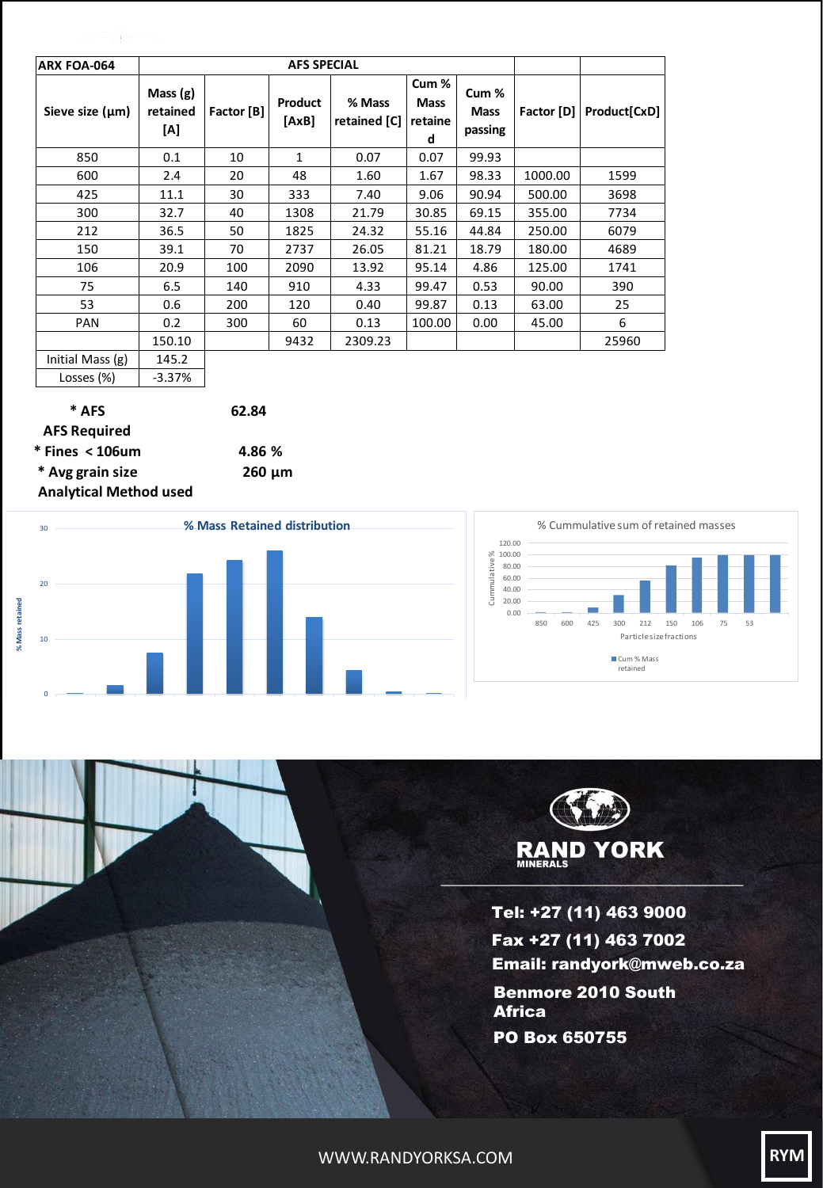| ARX FOA-064 | AFS SPECIAL | | | | | | | |
|---|---|---|---|---|---|---|---|---|
| Sieve size (µm) | Mass (g) retained [A] | Factor [B] | Product [AxB] | % Mass retained [C] | Cum % Mass retained | Cum % Mass passing | Factor [D] | Product[CxD] |
| 850 | 0.1 | 10 | 1 | 0.07 | 0.07 | 99.93 | | |
| 600 | 2.4 | 20 | 48 | 1.60 | 1.67 | 98.33 | 1000.00 | 1599 |
| 425 | 11.1 | 30 | 333 | 7.40 | 9.06 | 90.94 | 500.00 | 3698 |
| 300 | 32.7 | 40 | 1308 | 21.79 | 30.85 | 69.15 | 355.00 | 7734 |
| 212 | 36.5 | 50 | 1825 | 24.32 | 55.16 | 44.84 | 250.00 | 6079 |
| 150 | 39.1 | 70 | 2737 | 26.05 | 81.21 | 18.79 | 180.00 | 4689 |
| 106 | 20.9 | 100 | 2090 | 13.92 | 95.14 | 4.86 | 125.00 | 1741 |
| 75 | 6.5 | 140 | 910 | 4.33 | 99.47 | 0.53 | 90.00 | 390 |
| 53 | 0.6 | 200 | 120 | 0.40 | 99.87 | 0.13 | 63.00 | 25 |
| PAN | 0.2 | 300 | 60 | 0.13 | 100.00 | 0.00 | 45.00 | 6 |
| | 150.10 | | 9432 | 2309.23 | | | | 25960 |
| Initial Mass (g) | 145.2 | | | | | | | |
| Losses (%) | -3.37% | | | | | | | |

**\* AFS** 62.84

**AFS Required**

**\* Fines < 106um** 4.86 %

**\* Avg grain size** 260 µm

**Analytical Method used**

% Mass Retained distribution

% Mass retained

0
10
20
30

% Cummulative sum of retained masses

Cummulative %

0.00
20.00
40.00
60.00
80.00
100.00
120.00

850 600 425 300 212 150 106 75 53

Particle size fractions

Cum % Mass retained

**RAND YORK MINERALS**

**Tel: +27 (11) 463 9000**

**Fax +27 (11) 463 7002**

**Email: randyork@mweb.co.za**

**Benmore 2010 South Africa**

**PO Box 650755**

WWW.RANDYORKSA.COM

RYM